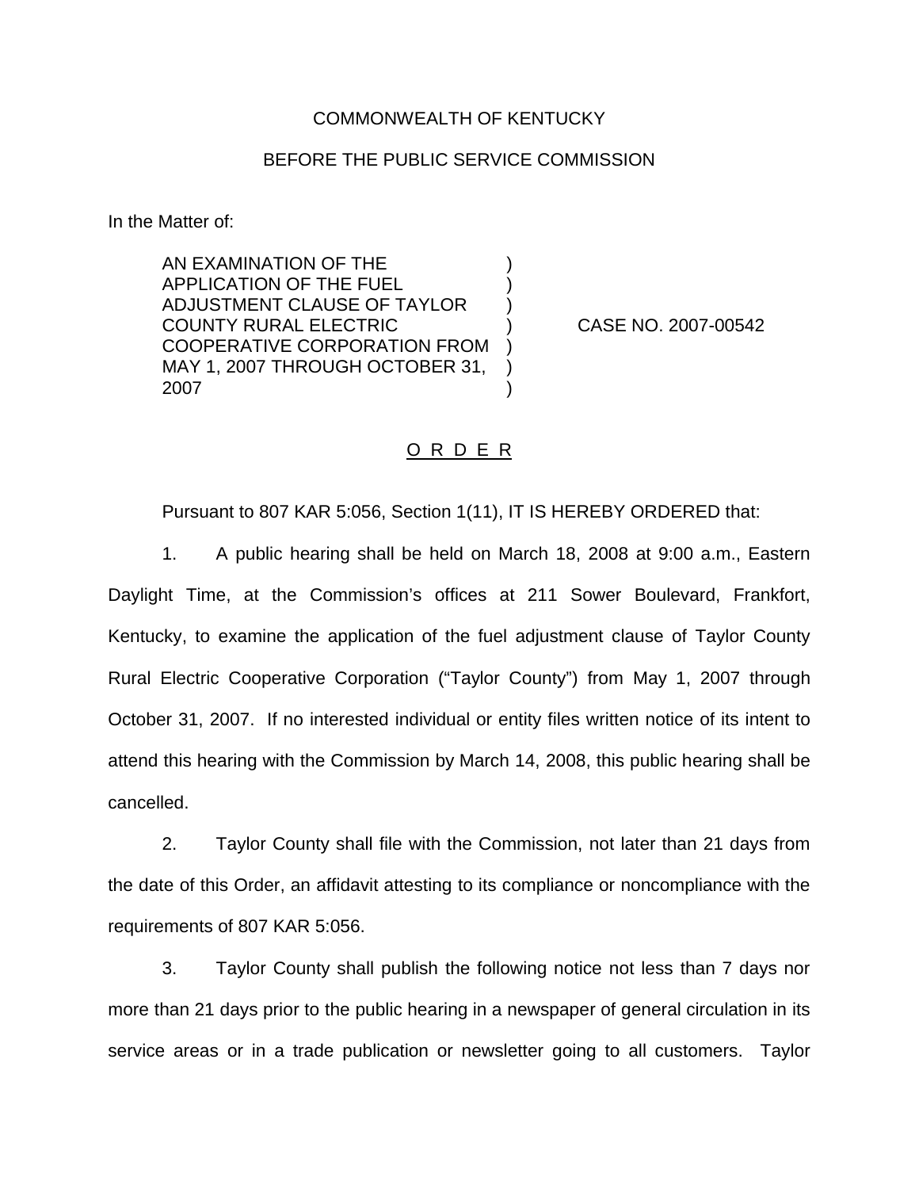COMMONWEALTH OF KENTUCKY

BEFORE THE PUBLIC SERVICE COMMISSION

In the Matter of:

AN EXAMINATION OF THE APPLICATION OF THE FUEL ADJUSTMENT CLAUSE OF TAYLOR COUNTY RURAL ELECTRIC COOPERATIVE CORPORATION FROM MAY 1, 2007 THROUGH OCTOBER 31, 2007 ) CASE NO. 2007-00542

O R D E R

Pursuant to 807 KAR 5:056, Section 1(11), IT IS HEREBY ORDERED that:

1. A public hearing shall be held on March 18, 2008 at 9:00 a.m., Eastern Daylight Time, at the Commission's offices at 211 Sower Boulevard, Frankfort, Kentucky, to examine the application of the fuel adjustment clause of Taylor County Rural Electric Cooperative Corporation ("Taylor County") from May 1, 2007 through October 31, 2007. If no interested individual or entity files written notice of its intent to attend this hearing with the Commission by March 14, 2008, this public hearing shall be cancelled.

2. Taylor County shall file with the Commission, not later than 21 days from the date of this Order, an affidavit attesting to its compliance or noncompliance with the requirements of 807 KAR 5:056.

3. Taylor County shall publish the following notice not less than 7 days nor more than 21 days prior to the public hearing in a newspaper of general circulation in its service areas or in a trade publication or newsletter going to all customers. Taylor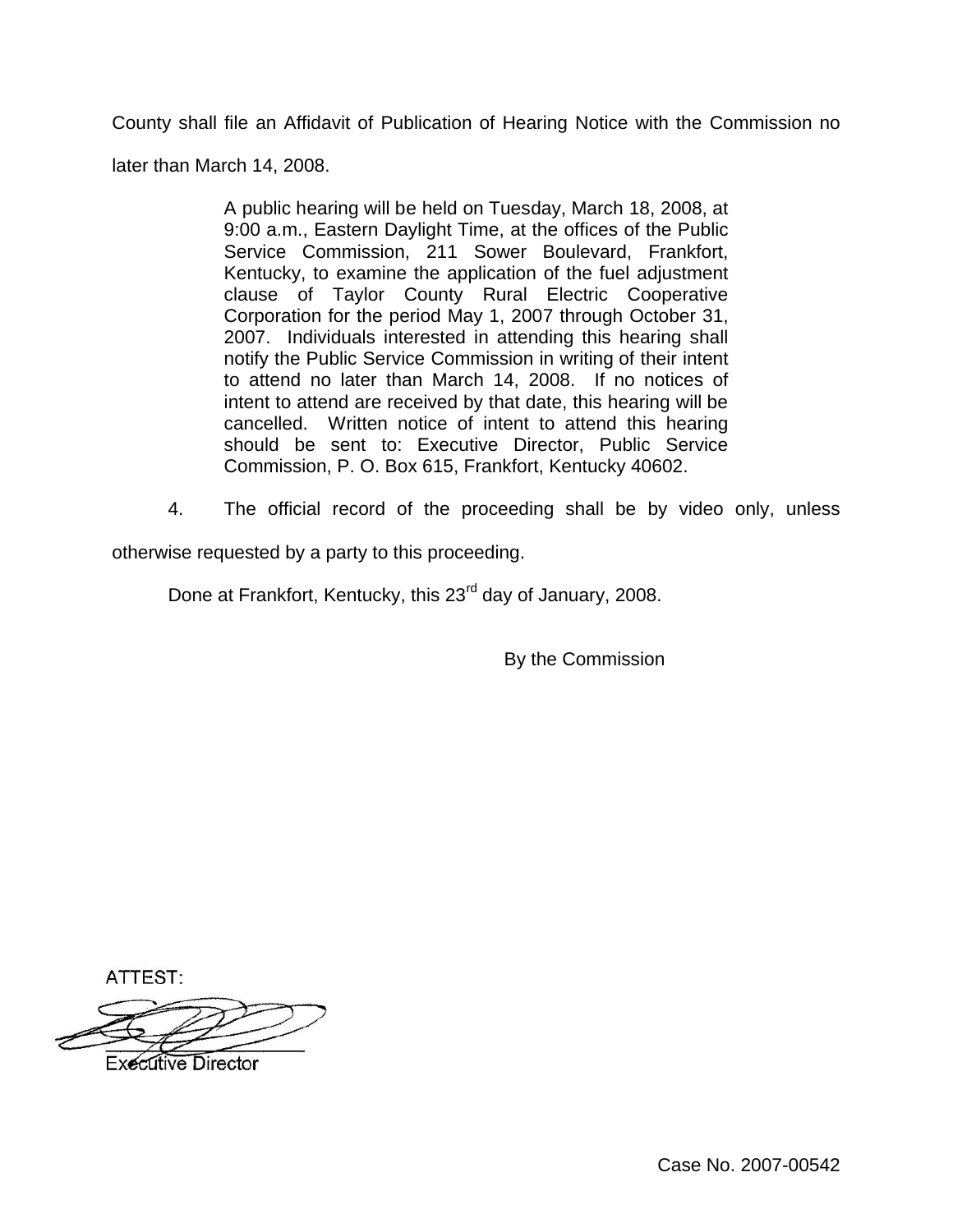County shall file an Affidavit of Publication of Hearing Notice with the Commission no later than March 14, 2008.

> A public hearing will be held on Tuesday, March 18, 2008, at 9:00 a.m., Eastern Daylight Time, at the offices of the Public Service Commission, 211 Sower Boulevard, Frankfort, Kentucky, to examine the application of the fuel adjustment clause of Taylor County Rural Electric Cooperative Corporation for the period May 1, 2007 through October 31, 2007. Individuals interested in attending this hearing shall notify the Public Service Commission in writing of their intent to attend no later than March 14, 2008. If no notices of intent to attend are received by that date, this hearing will be cancelled. Written notice of intent to attend this hearing should be sent to: Executive Director, Public Service Commission, P. O. Box 615, Frankfort, Kentucky 40602.

4. The official record of the proceeding shall be by video only, unless otherwise requested by a party to this proceeding.

Done at Frankfort, Kentucky, this 23rd day of January, 2008.

By the Commission

ATTEST:

Executive Director

Case No. 2007-00542